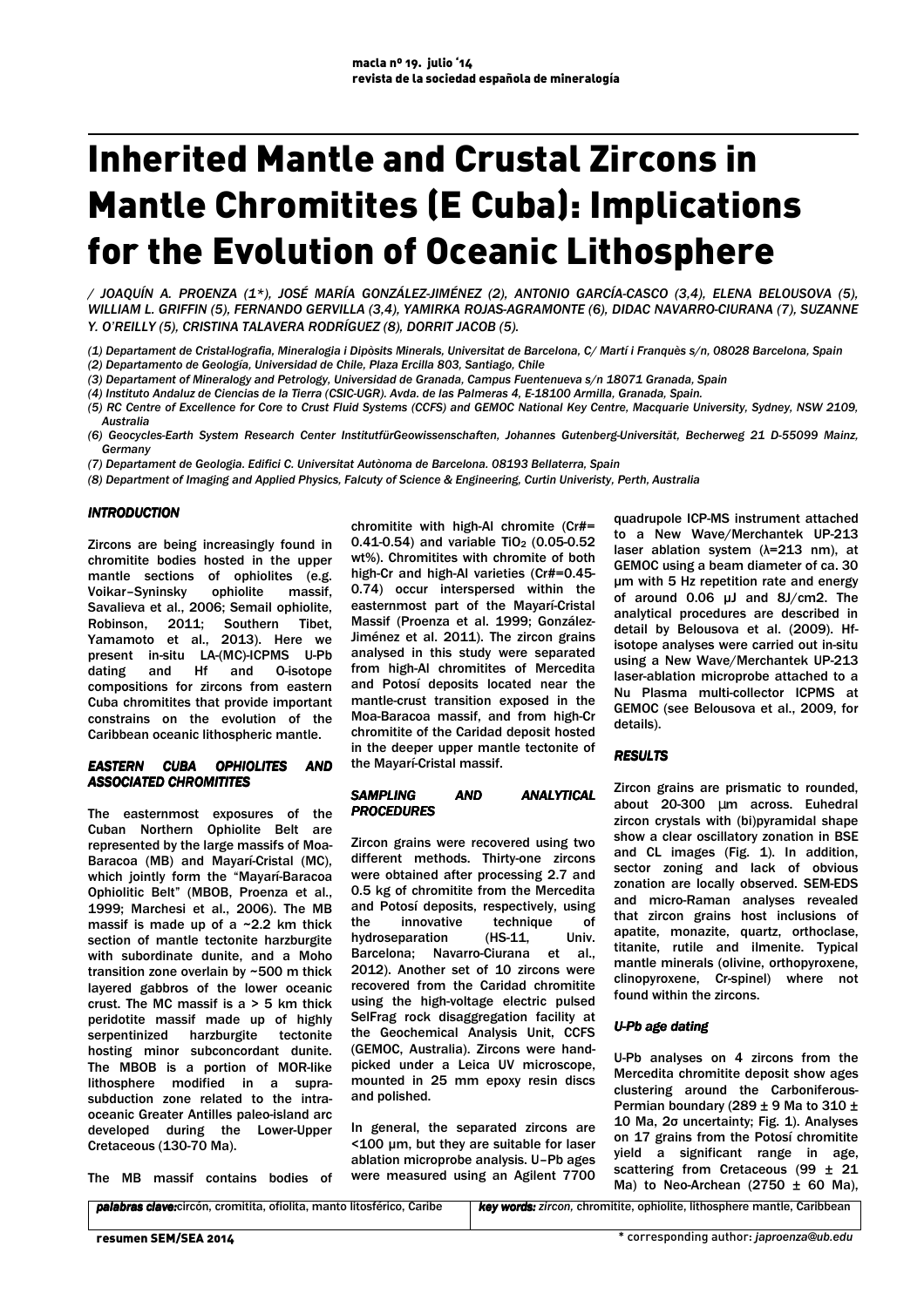# Inherited Mantle and Crustal Zircons in Mantle Chromitites (E Cuba): Implications for the Evolution of Oceanic Lithosphere

*/ JOAQUÍN A. PROENZA (1\*), JOSÉ MARÍA GONZÁLEZ-JIMÉNEZ (2), ANTONIO GARCÍA-CASCO (3,4), ELENA BELOUSOVA (5), WILLIAM L. GRIFFIN (5), FERNANDO GERVILLA (3,4), YAMIRKA ROJAS-AGRAMONTE (6), DIDAC NAVARRO-CIURANA (7), SUZANNE Y. O'REILLY (5), CRISTINA TALAVERA RODRÍGUEZ (8), DORRIT JACOB (5).*

*(1) Departament de Cristal·lografia, Mineralogia i Dipòsits Minerals, Universitat de Barcelona, C/ Martí i Franquès s/n, 08028 Barcelona, Spain*
*(2) Departamento de Geología, Universidad de Chile, Plaza Ercilla 803, Santiago, Chile*
*(3) Department of Mineralogy and Petrology, Universidad de Granada, Campus Fuentenueva s/n 18071 Granada, Spain*
*(4) Instituto Andaluz de Ciencias de la Tierra (CSIC-UGR). Avda. de las Palmeras 4, E-18100 Armilla, Granada, Spain.*
*(5) RC Centre of Excellence for Core to Crust Fluid Systems (CCFS) and GEMOC National Key Centre, Macquarie University, Sydney, NSW 2109, Australia*
*(6) Geocycles-Earth System Research Center InstitutfürGeowissenschaften, Johannes Gutenberg-Universität, Becherweg 21 D-55099 Mainz, Germany*
*(7) Departament de Geologia. Edifici C. Universitat Autònoma de Barcelona. 08193 Bellaterra, Spain*
*(8) Department of Imaging and Applied Physics, Falcuty of Science & Engineering, Curtin Univeristy, Perth, Australia*

## INTRODUCTION

Zircons are being increasingly found in chromitite bodies hosted in the upper mantle sections of ophiolites (e.g. Voikar–Syninsky ophiolite massif, Savalieva et al., 2006; Semail ophiolite, Robinson, 2011; Southern Tibet, Yamamoto et al., 2013). Here we present in-situ LA-(MC)-ICPMS U-Pb dating and Hf and O-isotope compositions for zircons from eastern Cuba chromitites that provide important constrains on the evolution of the Caribbean oceanic lithospheric mantle.

## EASTERN CUBA OPHIOLITES AND ASSOCIATED CHROMITITES

The easternmost exposures of the Cuban Northern Ophiolite Belt are represented by the large massifs of Moa-Baracoa (MB) and Mayarí-Cristal (MC), which jointly form the "Mayarí-Baracoa Ophiolitic Belt" (MBOB, Proenza et al., 1999; Marchesi et al., 2006). The MB massif is made up of a ~2.2 km thick section of mantle tectonite harzburgite with subordinate dunite, and a Moho transition zone overlain by ~500 m thick layered gabbros of the lower oceanic crust. The MC massif is a > 5 km thick peridotite massif made up of highly serpentinized harzburgite tectonite hosting minor subconcordant dunite. The MBOB is a portion of MOR-like lithosphere modified in a supra-subduction zone related to the intra-oceanic Greater Antilles paleo-island arc developed during the Lower-Upper Cretaceous (130-70 Ma).

The MB massif contains bodies of chromitite with high-Al chromite (Cr#= 0.41-0.54) and variable $TiO_2$ (0.05-0.52 wt%). Chromitites with chromite of both high-Cr and high-Al varieties (Cr#=0.45-0.74) occur interspersed within the easternmost part of the Mayarí-Cristal Massif (Proenza et al. 1999; González-Jiménez et al. 2011). The chromitite grains analysed in this study were separated from high-Al chromitites of Mercedita and Potosí deposits located near the mantle-crust transition exposed in the Moa-Baracoa massif, and from high-Cr chromitite of the Caridad deposit hosted in the deeper upper mantle tectonite of the Mayarí-Cristal massif.

## SAMPLING AND ANALYTICAL PROCEDURES

Zircon grains were recovered using two different methods. Thirty-one zircons were obtained after processing 2.7 and 0.5 kg of chromitite from the Mercedita and Potosí deposits, respectively, using the innovative technique of hydroseparation (HS-11, Univ. Barcelona; Navarro-Ciurana et al., 2012). Another set of 10 zircons were recovered from the Caridad chromitite using the high-voltage electric pulsed SelFrag rock disaggregation facility at the Geochemical Analysis Unit, CCFS (GEMOC, Australia). Zircons were hand-picked under a Leica UV microscope, mounted in 25 mm epoxy resin discs and polished.

In general, the separated zircons are <100 μm, but they are suitable for laser ablation microprobe analysis. U–Pb ages were measured using an Agilent 7700 quadrupole ICP-MS instrument attached to a New Wave/Merchantek UP-213 laser ablation system (λ=213 nm), at GEMOC using a beam diameter of ca. 30 μm with 5 Hz repetition rate and energy of around 0.06 μJ and 8J/cm2. The analytical procedures are described in detail by Belousova et al. (2009). Hf-isotope analyses were carried out in-situ using a New Wave/Merchantek UP-213 laser-ablation microprobe attached to a Nu Plasma multi-collector ICPMS at GEMOC (see Belousova et al., 2009, for details).

## RESULTS

Zircon grains are prismatic to rounded, about 20-300 μm across. Euhedral zircon crystals with (bi)pyramidal shape show a clear oscillatory zonation in BSE and CL images (Fig. 1). In addition, sector zoning and lack of obvious zonation are locally observed. SEM-EDS and micro-Raman analyses revealed that zircon grains host inclusions of apatite, monazite, quartz, orthoclase, titanite, rutile and ilmenite. Typical mantle minerals (olivine, orthopyroxene, clinopyroxene, Cr-spinel) where not found within the zircons.

### U-Pb age dating

U-Pb analyses on 4 zircons from the Mercedita chromitite deposit show ages clustering around the Carboniferous-Permian boundary (289 ± 9 Ma to 310 ± 10 Ma, 2σ uncertainty; Fig. 1). Analyses on 17 grains from the Potosí chromitite yield a significant range in age, scattering from Cretaceous (99 ± 21 Ma) to Neo-Archean (2750 ± 60 Ma),

**palabras clave:** circón, cromitita, ofiolita, manto litosférico, Caribe

***key words:*** *zircon,* chromitite, ophiolite, lithosphere mantle, Caribbean

\* corresponding author: *japroenza@ub.edu*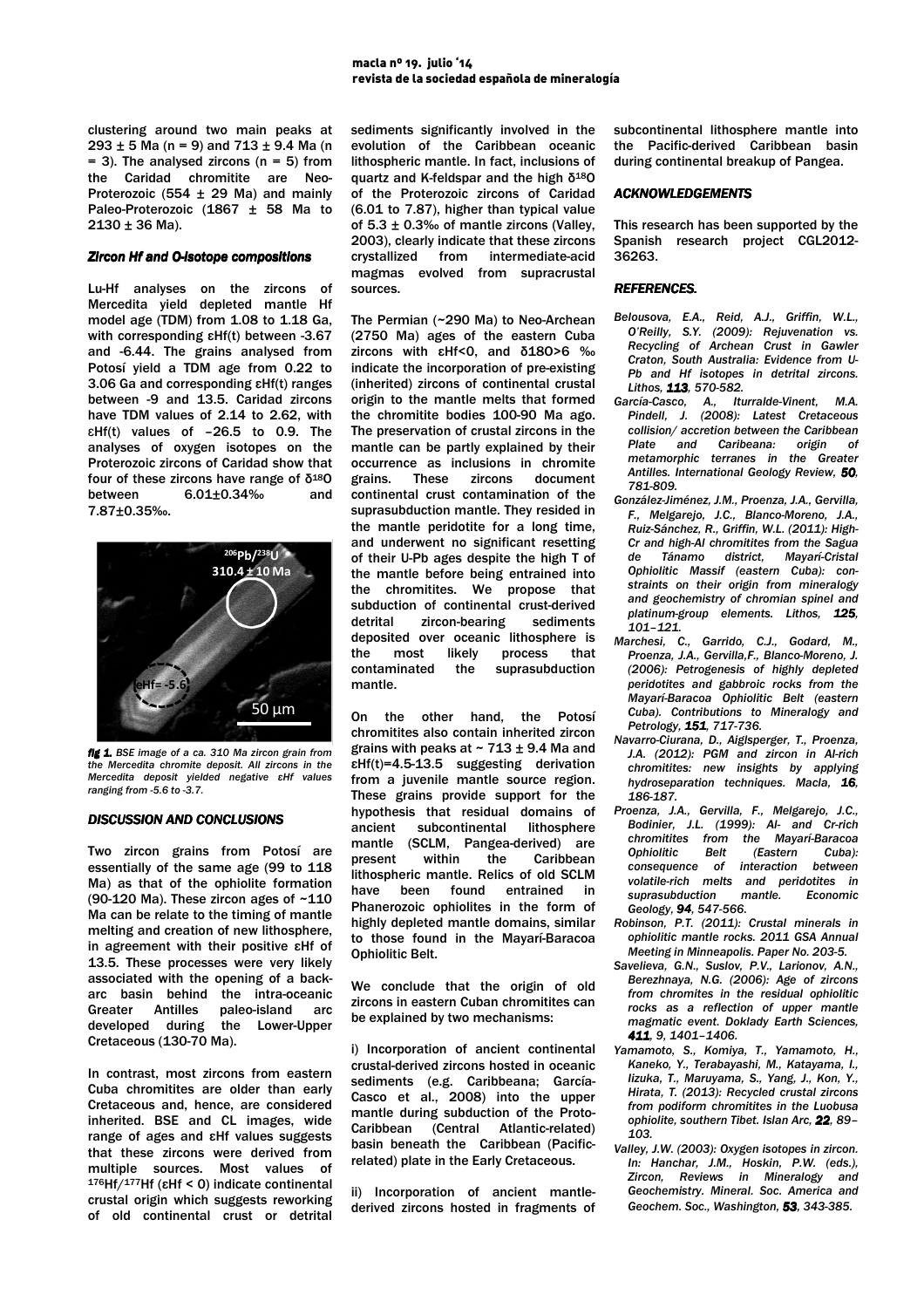clustering around two main peaks at 293 ± 5 Ma (n = 9) and 713 ± 9.4 Ma (n = 3). The analysed zircons (n = 5) from the Caridad chromitite are Neo-Proterozoic (554 ± 29 Ma) and mainly Paleo-Proterozoic (1867 ± 58 Ma to 2130 ± 36 Ma).

### *Zircon Hf and O-isotope compositions*

Lu-Hf analyses on the zircons of Mercedita yield depleted mantle Hf model age (TDM) from 1.08 to 1.18 Ga, with corresponding εHf(t) between -3.67 and -6.44. The grains analysed from Potosí yield a TDM age from 0.22 to 3.06 Ga and corresponding εHf(t) ranges between -9 and 13.5. Caridad zircons have TDM values of 2.14 to 2.62, with εHf(t) values of –26.5 to 0.9. The analyses of oxygen isotopes on the Proterozoic zircons of Caridad show that four of these zircons have range of $\delta^{18}O$ between 6.01±0.34‰ and 7.87±0.35‰.

$^{206}Pb/^{238}U$
310.4 ± 10 Ma
εHf= -5.6
50 µm

***fig 1.*** *BSE image of a ca. 310 Ma zircon grain from the Mercedita chromite deposit. All zircons in the Mercedita deposit yielded negative εHf values ranging from -5.6 to -3.7.*

### *DISCUSSION AND CONCLUSIONS*

Two zircon grains from Potosí are essentially of the same age (99 to 118 Ma) as that of the ophiolite formation (90-120 Ma). These zircon ages of ~110 Ma can be relate to the timing of mantle melting and creation of new lithosphere, in agreement with their positive εHf of 13.5. These processes were very likely associated with the opening of a back-arc basin behind the intra-oceanic Greater Antilles paleo-island arc developed during the Lower-Upper Cretaceous (130-70 Ma).

In contrast, most zircons from eastern Cuba chromitites are older than early Cretaceous and, hence, are considered inherited. BSE and CL images, wide range of ages and εHf values suggests that these zircons were derived from multiple sources. Most values of $^{176}Hf/^{177}Hf$ (εHf < 0) indicate continental crustal origin which suggests reworking of old continental crust or detrital sediments significantly involved in the evolution of the Caribbean oceanic lithospheric mantle. In fact, inclusions of quartz and K-feldspar and the high $\delta^{18}O$ of the Proterozoic zircons of Caridad (6.01 to 7.87), higher than typical value of 5.3 ± 0.3‰ of mantle zircons (Valley, 2003), clearly indicate that these zircons crystallized from intermediate-acid magmas evolved from supracrustal sources.

The Permian (~290 Ma) to Neo-Archean (2750 Ma) ages of the eastern Cuba zircons with εHf<0, and $\delta$18O>6 ‰ indicate the incorporation of pre-existing (inherited) zircons of continental crustal origin to the mantle melts that formed the chromitite bodies 100-90 Ma ago. The preservation of crustal zircons in the mantle can be partly explained by their occurrence as inclusions in chromite grains. These zircons document continental crust contamination of the suprasubduction mantle. They resided in the mantle peridotite for a long time, and underwent no significant resetting of their U-Pb ages despite the high T of the mantle before being entrained into the chromitites. We propose that subduction of continental crust-derived detrital zircon-bearing sediments deposited over oceanic lithosphere is the most likely process that contaminated the suprasubduction mantle.

On the other hand, the Potosí chromitites also contain inherited zircon grains with peaks at ~ 713 ± 9.4 Ma and εHf(t)=4.5-13.5 suggesting derivation from a juvenile mantle source region. These grains provide support for the hypothesis that residual domains of ancient subcontinental lithosphere mantle (SCLM, Pangea-derived) are present within the Caribbean lithospheric mantle. Relics of old SCLM have been found entrained in Phanerozoic ophiolites in the form of highly depleted mantle domains, similar to those found in the Mayarí-Baracoa Ophiolitic Belt.

We conclude that the origin of old zircons in eastern Cuban chromitites can be explained by two mechanisms:

i) Incorporation of ancient continental crustal-derived zircons hosted in oceanic sediments (e.g. Caribbeana; García-Casco et al., 2008) into the upper mantle during subduction of the Proto-Caribbean (Central Atlantic-related) basin beneath the Caribbean (Pacific-related) plate in the Early Cretaceous.

ii) Incorporation of ancient mantle-derived zircons hosted in fragments of subcontinental lithosphere mantle into the Pacific-derived Caribbean basin during continental breakup of Pangea.

### *ACKNOWLEDGEMENTS*

This research has been supported by the Spanish research project CGL2012-36263.

### *REFERENCES.*

*Belousova, E.A., Reid, A.J., Griffin, W.L., O'Reilly, S.Y. (2009): Rejuvenation vs. Recycling of Archean Crust in Gawler Craton, South Australia: Evidence from U-Pb and Hf isotopes in detrital zircons. Lithos,* ***113****, 570-582.*

*García-Casco, A., Iturralde-Vinent, M.A. Pindell, J. (2008): Latest Cretaceous collision/ accretion between the Caribbean Plate and Caribeana: origin of metamorphic terranes in the Greater Antilles. International Geology Review,* ***50****, 781-809.*

*González-Jiménez, J.M., Proenza, J.A., Gervilla, F., Melgarejo, J.C., Blanco-Moreno, J.A., Ruiz-Sánchez, R., Griffin, W.L. (2011): High-Cr and high-Al chromitites from the Sagua de Tánamo district, Mayarí-Cristal Ophiolitic Massif (eastern Cuba): constraints on their origin from mineralogy and geochemistry of chromian spinel and platinum-group elements. Lithos,* ***125****, 101–121.*

*Marchesi, C., Garrido, C.J., Godard, M., Proenza, J.A., Gervilla,F., Blanco-Moreno, J. (2006): Petrogenesis of highly depleted peridotites and gabbroic rocks from the Mayarí-Baracoa Ophiolitic Belt (eastern Cuba). Contributions to Mineralogy and Petrology,* ***151****, 717-736.*

*Navarro-Ciurana, D., Aiglsperger, T., Proenza, J.A. (2012): PGM and zircon in Al-rich chromitites: new insights by applying hydroseparation techniques. Macla,* ***16****, 186-187.*

*Proenza, J.A., Gervilla, F., Melgarejo, J.C., Bodinier, J.L. (1999): Al- and Cr-rich chromitites from the Mayarí-Baracoa Ophiolitic Belt (Eastern Cuba): consequence of interaction between volatile-rich melts and peridotites in suprasubduction mantle. Economic Geology,* ***94****, 547-566.*

*Robinson, P.T. (2011): Crustal minerals in ophiolitic mantle rocks. 2011 GSA Annual Meeting in Minneapolis. Paper No. 203-5.*

*Savelieva, G.N., Suslov, P.V., Larionov, A.N., Berezhnaya, N.G. (2006): Age of zircons from chromites in the residual ophiolitic rocks as a reflection of upper mantle magmatic event. Doklady Earth Sciences,* ***411****, 9, 1401–1406.*

*Yamamoto, S., Komiya, T., Yamamoto, H., Kaneko, Y., Terabayashi, M., Katayama, I., Iizuka, T., Maruyama, S., Yang, J., Kon, Y., Hirata, T. (2013): Recycled crustal zircons from podiform chromitites in the Luobusa ophiolite, southern Tibet. Islan Arc,* ***22****, 89–103.*

*Valley, J.W. (2003): Oxygen isotopes in zircon. In: Hanchar, J.M., Hoskin, P.W. (eds.), Zircon, Reviews in Mineralogy and Geochemistry. Mineral. Soc. America and Geochem. Soc., Washington,* ***53****, 343-385.*